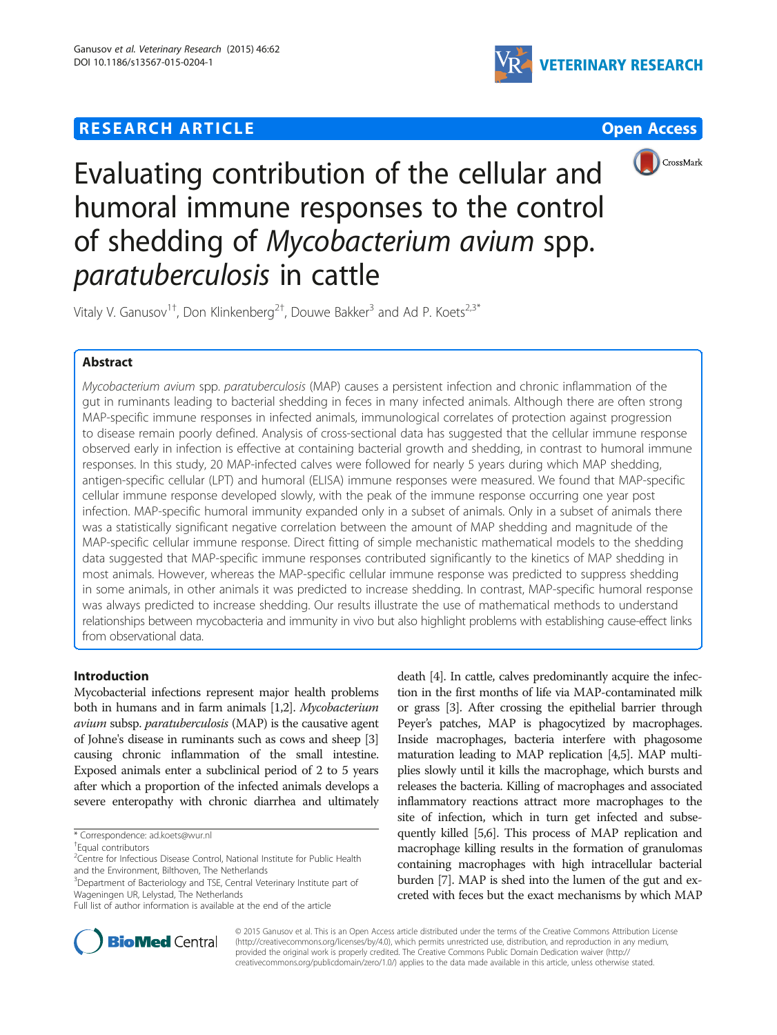# Evaluating contribution of the cellular and humoral immune responses to the control of shedding of *Mycobacterium avium* spp. *paratuberculosis* in cattle

Vitaly V. Ganusov[1†], Don Klinkenberg[2†], Douwe Bakker[3] and Ad P. Koets[2,3*]

## Abstract

*Mycobacterium avium* spp. *paratuberculosis* (MAP) causes a persistent infection and chronic inflammation of the gut in ruminants leading to bacterial shedding in feces in many infected animals. Although there are often strong MAP-specific immune responses in infected animals, immunological correlates of protection against progression to disease remain poorly defined. Analysis of cross-sectional data has suggested that the cellular immune response observed early in infection is effective at containing bacterial growth and shedding, in contrast to humoral immune responses. In this study, 20 MAP-infected calves were followed for nearly 5 years during which MAP shedding, antigen-specific cellular (LPT) and humoral (ELISA) immune responses were measured. We found that MAP-specific cellular immune response developed slowly, with the peak of the immune response occurring one year post infection. MAP-specific humoral immunity expanded only in a subset of animals. Only in a subset of animals there was a statistically significant negative correlation between the amount of MAP shedding and magnitude of the MAP-specific cellular immune response. Direct fitting of simple mechanistic mathematical models to the shedding data suggested that MAP-specific immune responses contributed significantly to the kinetics of MAP shedding in most animals. However, whereas the MAP-specific cellular immune response was predicted to suppress shedding in some animals, in other animals it was predicted to increase shedding. In contrast, MAP-specific humoral response was always predicted to increase shedding. Our results illustrate the use of mathematical methods to understand relationships between mycobacteria and immunity in vivo but also highlight problems with establishing cause-effect links from observational data.

## Introduction

Mycobacterial infections represent major health problems both in humans and in farm animals [1,2]. *Mycobacterium avium* subsp. *paratuberculosis* (MAP) is the causative agent of Johne's disease in ruminants such as cows and sheep [3] causing chronic inflammation of the small intestine. Exposed animals enter a subclinical period of 2 to 5 years after which a proportion of the infected animals develops a severe enteropathy with chronic diarrhea and ultimately death [4]. In cattle, calves predominantly acquire the infection in the first months of life via MAP-contaminated milk or grass [3]. After crossing the epithelial barrier through Peyer's patches, MAP is phagocytized by macrophages. Inside macrophages, bacteria interfere with phagosome maturation leading to MAP replication [4,5]. MAP multiplies slowly until it kills the macrophage, which bursts and releases the bacteria. Killing of macrophages and associated inflammatory reactions attract more macrophages to the site of infection, which in turn get infected and subsequently killed [5,6]. This process of MAP replication and macrophage killing results in the formation of granulomas containing macrophages with high intracellular bacterial burden [7]. MAP is shed into the lumen of the gut and excreted with feces but the exact mechanisms by which MAP

\* Correspondence: ad.koets@wur.nl

†Equal contributors

[2]Centre for Infectious Disease Control, National Institute for Public Health and the Environment, Bilthoven, The Netherlands

[3]Department of Bacteriology and TSE, Central Veterinary Institute part of Wageningen UR, Lelystad, The Netherlands

Full list of author information is available at the end of the article

© 2015 Ganusov et al. This is an Open Access article distributed under the terms of the Creative Commons Attribution License (http://creativecommons.org/licenses/by/4.0), which permits unrestricted use, distribution, and reproduction in any medium, provided the original work is properly credited. The Creative Commons Public Domain Dedication waiver (http://creativecommons.org/publicdomain/zero/1.0/) applies to the data made available in this article, unless otherwise stated.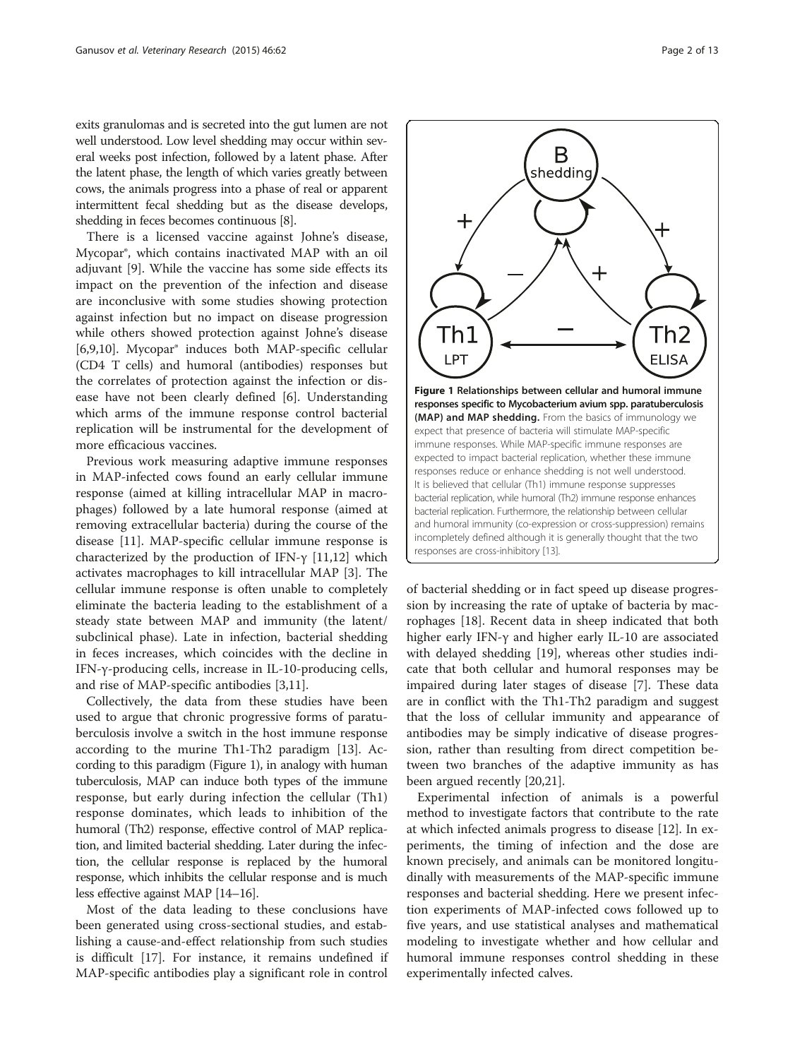exits granulomas and is secreted into the gut lumen are not well understood. Low level shedding may occur within several weeks post infection, followed by a latent phase. After the latent phase, the length of which varies greatly between cows, the animals progress into a phase of real or apparent intermittent fecal shedding but as the disease develops, shedding in feces becomes continuous [8].

There is a licensed vaccine against Johne's disease, Mycopar®, which contains inactivated MAP with an oil adjuvant [9]. While the vaccine has some side effects its impact on the prevention of the infection and disease are inconclusive with some studies showing protection against infection but no impact on disease progression while others showed protection against Johne's disease [6,9,10]. Mycopar® induces both MAP-specific cellular (CD4 T cells) and humoral (antibodies) responses but the correlates of protection against the infection or disease have not been clearly defined [6]. Understanding which arms of the immune response control bacterial replication will be instrumental for the development of more efficacious vaccines.

Previous work measuring adaptive immune responses in MAP-infected cows found an early cellular immune response (aimed at killing intracellular MAP in macrophages) followed by a late humoral response (aimed at removing extracellular bacteria) during the course of the disease [11]. MAP-specific cellular immune response is characterized by the production of IFN-γ [11,12] which activates macrophages to kill intracellular MAP [3]. The cellular immune response is often unable to completely eliminate the bacteria leading to the establishment of a steady state between MAP and immunity (the latent/subclinical phase). Late in infection, bacterial shedding in feces increases, which coincides with the decline in IFN-γ-producing cells, increase in IL-10-producing cells, and rise of MAP-specific antibodies [3,11].

Collectively, the data from these studies have been used to argue that chronic progressive forms of paratuberculosis involve a switch in the host immune response according to the murine Th1-Th2 paradigm [13]. According to this paradigm (Figure 1), in analogy with human tuberculosis, MAP can induce both types of the immune response, but early during infection the cellular (Th1) response dominates, which leads to inhibition of the humoral (Th2) response, effective control of MAP replication, and limited bacterial shedding. Later during the infection, the cellular response is replaced by the humoral response, which inhibits the cellular response and is much less effective against MAP [14–16].

Most of the data leading to these conclusions have been generated using cross-sectional studies, and establishing a cause-and-effect relationship from such studies is difficult [17]. For instance, it remains undefined if MAP-specific antibodies play a significant role in control of bacterial shedding or in fact speed up disease progression by increasing the rate of uptake of bacteria by macrophages [18]. Recent data in sheep indicated that both higher early IFN-γ and higher early IL-10 are associated with delayed shedding [19], whereas other studies indicate that both cellular and humoral responses may be impaired during later stages of disease [7]. These data are in conflict with the Th1-Th2 paradigm and suggest that the loss of cellular immunity and appearance of antibodies may be simply indicative of disease progression, rather than resulting from direct competition between two branches of the adaptive immunity as has been argued recently [20,21].

**Figure 1 Relationships between cellular and humoral immune responses specific to Mycobacterium avium spp. paratuberculosis (MAP) and MAP shedding.** From the basics of immunology we expect that presence of bacteria will stimulate MAP-specific immune responses. While MAP-specific immune responses are expected to impact bacterial replication, whether these immune responses reduce or enhance shedding is not well understood. It is believed that cellular (Th1) immune response suppresses bacterial replication, while humoral (Th2) immune response enhances bacterial replication. Furthermore, the relationship between cellular and humoral immunity (co-expression or cross-suppression) remains incompletely defined although it is generally thought that the two responses are cross-inhibitory [13].

Experimental infection of animals is a powerful method to investigate factors that contribute to the rate at which infected animals progress to disease [12]. In experiments, the timing of infection and the dose are known precisely, and animals can be monitored longitudinally with measurements of the MAP-specific immune responses and bacterial shedding. Here we present infection experiments of MAP-infected cows followed up to five years, and use statistical analyses and mathematical modeling to investigate whether and how cellular and humoral immune responses control shedding in these experimentally infected calves.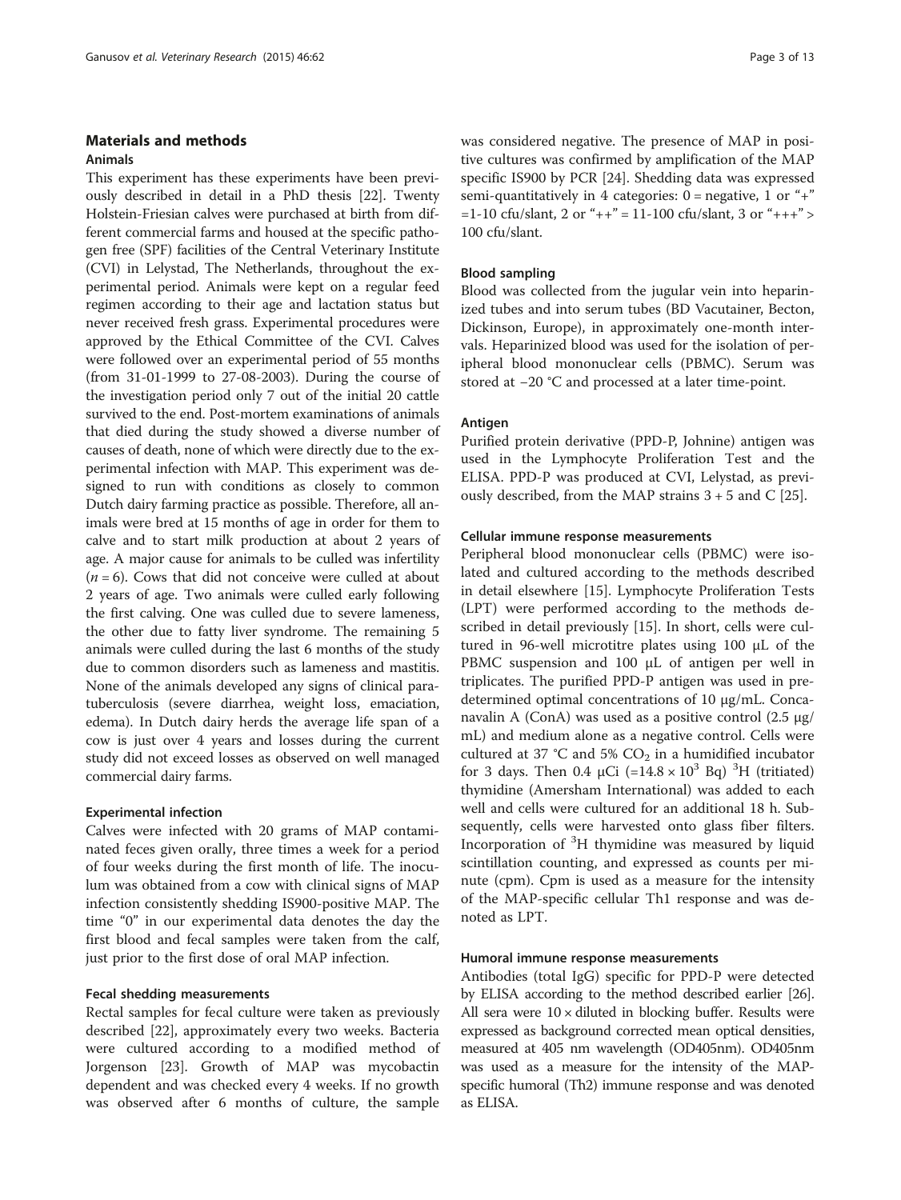## Materials and methods

### Animals

This experiment has these experiments have been previously described in detail in a PhD thesis [22]. Twenty Holstein-Friesian calves were purchased at birth from different commercial farms and housed at the specific pathogen free (SPF) facilities of the Central Veterinary Institute (CVI) in Lelystad, The Netherlands, throughout the experimental period. Animals were kept on a regular feed regimen according to their age and lactation status but never received fresh grass. Experimental procedures were approved by the Ethical Committee of the CVI. Calves were followed over an experimental period of 55 months (from 31-01-1999 to 27-08-2003). During the course of the investigation period only 7 out of the initial 20 cattle survived to the end. Post-mortem examinations of animals that died during the study showed a diverse number of causes of death, none of which were directly due to the experimental infection with MAP. This experiment was designed to run with conditions as closely to common Dutch dairy farming practice as possible. Therefore, all animals were bred at 15 months of age in order for them to calve and to start milk production at about 2 years of age. A major cause for animals to be culled was infertility ($n = 6$). Cows that did not conceive were culled at about 2 years of age. Two animals were culled early following the first calving. One was culled due to severe lameness, the other due to fatty liver syndrome. The remaining 5 animals were culled during the last 6 months of the study due to common disorders such as lameness and mastitis. None of the animals developed any signs of clinical paratuberculosis (severe diarrhea, weight loss, emaciation, edema). In Dutch dairy herds the average life span of a cow is just over 4 years and losses during the current study did not exceed losses as observed on well managed commercial dairy farms.

### Experimental infection

Calves were infected with 20 grams of MAP contaminated feces given orally, three times a week for a period of four weeks during the first month of life. The inoculum was obtained from a cow with clinical signs of MAP infection consistently shedding IS900-positive MAP. The time "0" in our experimental data denotes the day the first blood and fecal samples were taken from the calf, just prior to the first dose of oral MAP infection.

### Fecal shedding measurements

Rectal samples for fecal culture were taken as previously described [22], approximately every two weeks. Bacteria were cultured according to a modified method of Jorgenson [23]. Growth of MAP was mycobactin dependent and was checked every 4 weeks. If no growth was observed after 6 months of culture, the sample was considered negative. The presence of MAP in positive cultures was confirmed by amplification of the MAP specific IS900 by PCR [24]. Shedding data was expressed semi-quantitatively in 4 categories: 0 = negative, 1 or "+" =1-10 cfu/slant, 2 or "++" = 11-100 cfu/slant, 3 or "+++" > 100 cfu/slant.

### Blood sampling

Blood was collected from the jugular vein into heparinized tubes and into serum tubes (BD Vacutainer, Becton, Dickinson, Europe), in approximately one-month intervals. Heparinized blood was used for the isolation of peripheral blood mononuclear cells (PBMC). Serum was stored at −20 °C and processed at a later time-point.

### Antigen

Purified protein derivative (PPD-P, Johnine) antigen was used in the Lymphocyte Proliferation Test and the ELISA. PPD-P was produced at CVI, Lelystad, as previously described, from the MAP strains 3 + 5 and C [25].

### Cellular immune response measurements

Peripheral blood mononuclear cells (PBMC) were isolated and cultured according to the methods described in detail elsewhere [15]. Lymphocyte Proliferation Tests (LPT) were performed according to the methods described in detail previously [15]. In short, cells were cultured in 96-well microtitre plates using 100 μL of the PBMC suspension and 100 μL of antigen per well in triplicates. The purified PPD-P antigen was used in predetermined optimal concentrations of 10 μg/mL. Concanavalin A (ConA) was used as a positive control (2.5 μg/mL) and medium alone as a negative control. Cells were cultured at 37 °C and 5% $CO_2$ in a humidified incubator for 3 days. Then 0.4 μCi ($=14.8 \times 10^3$ Bq) $^3$H (tritiated) thymidine (Amersham International) was added to each well and cells were cultured for an additional 18 h. Subsequently, cells were harvested onto glass fiber filters. Incorporation of $^3$H thymidine was measured by liquid scintillation counting, and expressed as counts per minute (cpm). Cpm is used as a measure for the intensity of the MAP-specific cellular Th1 response and was denoted as LPT.

### Humoral immune response measurements

Antibodies (total IgG) specific for PPD-P were detected by ELISA according to the method described earlier [26]. All sera were 10 × diluted in blocking buffer. Results were expressed as background corrected mean optical densities, measured at 405 nm wavelength (OD405nm). OD405nm was used as a measure for the intensity of the MAP-specific humoral (Th2) immune response and was denoted as ELISA.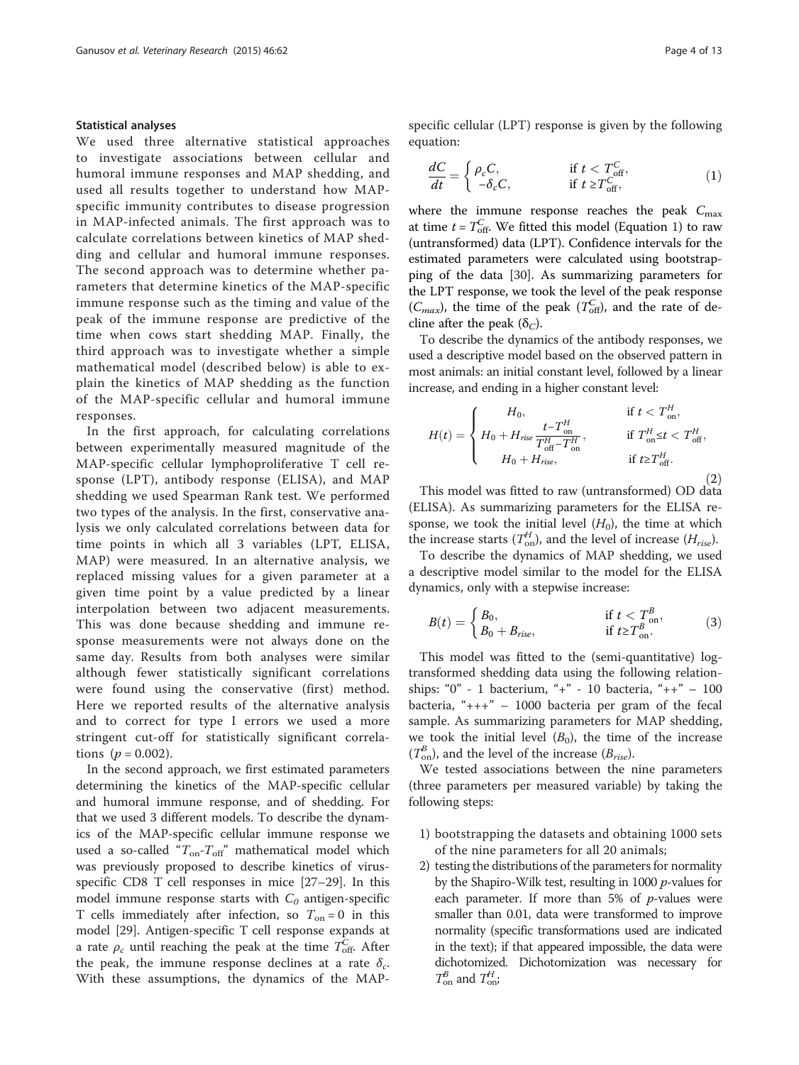### Statistical analyses

We used three alternative statistical approaches to investigate associations between cellular and humoral immune responses and MAP shedding, and used all results together to understand how MAP-specific immunity contributes to disease progression in MAP-infected animals. The first approach was to calculate correlations between kinetics of MAP shedding and cellular and humoral immune responses. The second approach was to determine whether parameters that determine kinetics of the MAP-specific immune response such as the timing and value of the peak of the immune response are predictive of the time when cows start shedding MAP. Finally, the third approach was to investigate whether a simple mathematical model (described below) is able to explain the kinetics of MAP shedding as the function of the MAP-specific cellular and humoral immune responses.

In the first approach, for calculating correlations between experimentally measured magnitude of the MAP-specific cellular lymphoproliferative T cell response (LPT), antibody response (ELISA), and MAP shedding we used Spearman Rank test. We performed two types of the analysis. In the first, conservative analysis we only calculated correlations between data for time points in which all 3 variables (LPT, ELISA, MAP) were measured. In an alternative analysis, we replaced missing values for a given parameter at a given time point by a value predicted by a linear interpolation between two adjacent measurements. This was done because shedding and immune response measurements were not always done on the same day. Results from both analyses were similar although fewer statistically significant correlations were found using the conservative (first) method. Here we reported results of the alternative analysis and to correct for type I errors we used a more stringent cut-off for statistically significant correlations ($p = 0.002$).

In the second approach, we first estimated parameters determining the kinetics of the MAP-specific cellular and humoral immune response, and of shedding. For that we used 3 different models. To describe the dynamics of the MAP-specific cellular immune response we used a so-called "$T_{\rm on}$-$T_{\rm off}$" mathematical model which was previously proposed to describe kinetics of virus-specific CD8 T cell responses in mice [27–29]. In this model immune response starts with $C_0$ antigen-specific T cells immediately after infection, so $T_{\rm on} = 0$ in this model [29]. Antigen-specific T cell response expands at a rate $\rho_c$ until reaching the peak at the time $T^C_{\rm off}$. After the peak, the immune response declines at a rate $\delta_c$. With these assumptions, the dynamics of the MAP-specific cellular (LPT) response is given by the following equation:

$$\frac{dC}{dt} = \begin{cases} \rho_c C, & \text{if } t < T^C_{\rm off}, \\ -\delta_c C, & \text{if } t \geq T^C_{\rm off}, \end{cases} \tag{1}$$

where the immune response reaches the peak $C_{\max}$ at time $t = T^C_{\rm off}$. We fitted this model (Equation 1) to raw (untransformed) data (LPT). Confidence intervals for the estimated parameters were calculated using bootstrapping of the data [30]. As summarizing parameters for the LPT response, we took the level of the peak response ($C_{max}$), the time of the peak ($T^C_{\rm off}$), and the rate of decline after the peak ($\delta_C$).

To describe the dynamics of the antibody responses, we used a descriptive model based on the observed pattern in most animals: an initial constant level, followed by a linear increase, and ending in a higher constant level:

$$H(t) = \begin{cases} H_0, & \text{if } t < T^H_{\rm on}, \\ H_0 + H_{rise}\dfrac{t - T^H_{\rm on}}{T^H_{\rm off} - T^H_{\rm on}}, & \text{if } T^H_{\rm on} \leq t < T^H_{\rm off}, \\ H_0 + H_{rise}, & \text{if } t \geq T^H_{\rm off}. \end{cases} \tag{2}$$

This model was fitted to raw (untransformed) OD data (ELISA). As summarizing parameters for the ELISA response, we took the initial level ($H_0$), the time at which the increase starts ($T^H_{\rm on}$), and the level of increase ($H_{rise}$).

To describe the dynamics of MAP shedding, we used a descriptive model similar to the model for the ELISA dynamics, only with a stepwise increase:

$$B(t) = \begin{cases} B_0, & \text{if } t < T^B_{\rm on}, \\ B_0 + B_{rise}, & \text{if } t \geq T^B_{\rm on}. \end{cases} \tag{3}$$

This model was fitted to the (semi-quantitative) log-transformed shedding data using the following relationships: "0" - 1 bacterium, "+" - 10 bacteria, "++" – 100 bacteria, "+++" – 1000 bacteria per gram of the fecal sample. As summarizing parameters for MAP shedding, we took the initial level ($B_0$), the time of the increase ($T^B_{\rm on}$), and the level of the increase ($B_{rise}$).

We tested associations between the nine parameters (three parameters per measured variable) by taking the following steps:

1) bootstrapping the datasets and obtaining 1000 sets of the nine parameters for all 20 animals;
2) testing the distributions of the parameters for normality by the Shapiro-Wilk test, resulting in 1000 $p$-values for each parameter. If more than 5% of $p$-values were smaller than 0.01, data were transformed to improve normality (specific transformations used are indicated in the text); if that appeared impossible, the data were dichotomized. Dichotomization was necessary for $T^B_{\rm on}$ and $T^H_{\rm on}$;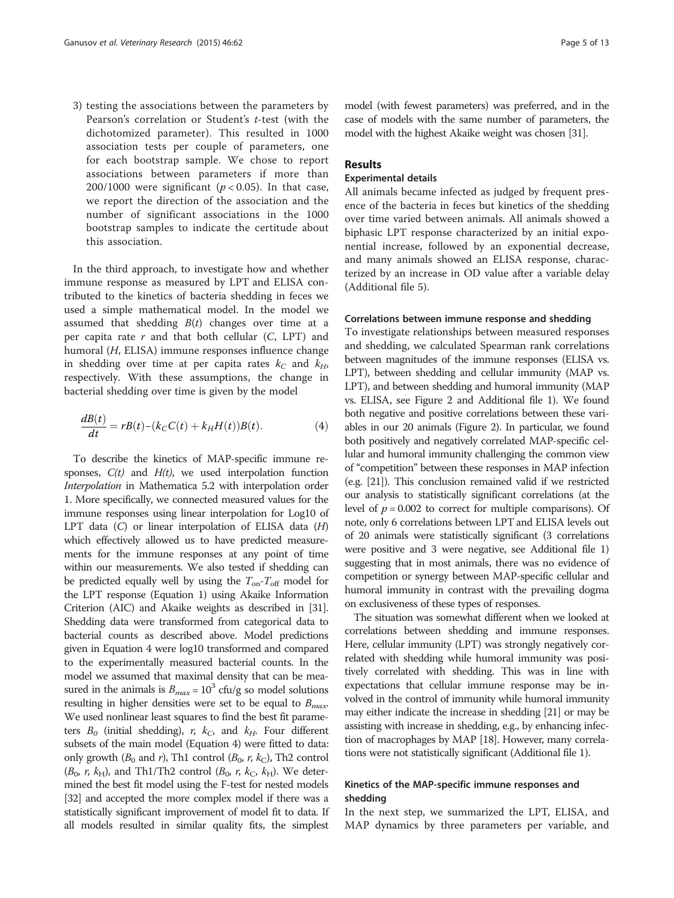3) testing the associations between the parameters by Pearson's correlation or Student's *t*-test (with the dichotomized parameter). This resulted in 1000 association tests per couple of parameters, one for each bootstrap sample. We chose to report associations between parameters if more than 200/1000 were significant ($p < 0.05$). In that case, we report the direction of the association and the number of significant associations in the 1000 bootstrap samples to indicate the certitude about this association.

In the third approach, to investigate how and whether immune response as measured by LPT and ELISA contributed to the kinetics of bacteria shedding in feces we used a simple mathematical model. In the model we assumed that shedding $B(t)$ changes over time at a per capita rate $r$ and that both cellular ($C$, LPT) and humoral ($H$, ELISA) immune responses influence change in shedding over time at per capita rates $k_C$ and $k_H$, respectively. With these assumptions, the change in bacterial shedding over time is given by the model

$$\frac{dB(t)}{dt} = rB(t) - (k_C C(t) + k_H H(t))B(t). \tag{4}$$

To describe the kinetics of MAP-specific immune responses, $C(t)$ and $H(t)$, we used interpolation function *Interpolation* in Mathematica 5.2 with interpolation order 1. More specifically, we connected measured values for the immune responses using linear interpolation for Log10 of LPT data ($C$) or linear interpolation of ELISA data ($H$) which effectively allowed us to have predicted measurements for the immune responses at any point of time within our measurements. We also tested if shedding can be predicted equally well by using the $T_{on}$-$T_{off}$ model for the LPT response (Equation 1) using Akaike Information Criterion (AIC) and Akaike weights as described in [31]. Shedding data were transformed from categorical data to bacterial counts as described above. Model predictions given in Equation 4 were log10 transformed and compared to the experimentally measured bacterial counts. In the model we assumed that maximal density that can be measured in the animals is $B_{max} = 10^3$ cfu/g so model solutions resulting in higher densities were set to be equal to $B_{max}$. We used nonlinear least squares to find the best fit parameters $B_0$ (initial shedding), $r$, $k_C$, and $k_H$. Four different subsets of the main model (Equation 4) were fitted to data: only growth ($B_0$ and $r$), Th1 control ($B_0$, $r$, $k_C$), Th2 control ($B_0$, $r$, $k_H$), and Th1/Th2 control ($B_0$, $r$, $k_C$, $k_H$). We determined the best fit model using the F-test for nested models [32] and accepted the more complex model if there was a statistically significant improvement of model fit to data. If all models resulted in similar quality fits, the simplest model (with fewest parameters) was preferred, and in the case of models with the same number of parameters, the model with the highest Akaike weight was chosen [31].

## Results

### Experimental details

All animals became infected as judged by frequent presence of the bacteria in feces but kinetics of the shedding over time varied between animals. All animals showed a biphasic LPT response characterized by an initial exponential increase, followed by an exponential decrease, and many animals showed an ELISA response, characterized by an increase in OD value after a variable delay (Additional file 5).

### Correlations between immune response and shedding

To investigate relationships between measured responses and shedding, we calculated Spearman rank correlations between magnitudes of the immune responses (ELISA vs. LPT), between shedding and cellular immunity (MAP vs. LPT), and between shedding and humoral immunity (MAP vs. ELISA, see Figure 2 and Additional file 1). We found both negative and positive correlations between these variables in our 20 animals (Figure 2). In particular, we found both positively and negatively correlated MAP-specific cellular and humoral immunity challenging the common view of "competition" between these responses in MAP infection (e.g. [21]). This conclusion remained valid if we restricted our analysis to statistically significant correlations (at the level of $p = 0.002$ to correct for multiple comparisons). Of note, only 6 correlations between LPT and ELISA levels out of 20 animals were statistically significant (3 correlations were positive and 3 were negative, see Additional file 1) suggesting that in most animals, there was no evidence of competition or synergy between MAP-specific cellular and humoral immunity in contrast with the prevailing dogma on exclusiveness of these types of responses.

The situation was somewhat different when we looked at correlations between shedding and immune responses. Here, cellular immunity (LPT) was strongly negatively correlated with shedding while humoral immunity was positively correlated with shedding. This was in line with expectations that cellular immune response may be involved in the control of immunity while humoral immunity may either indicate the increase in shedding [21] or may be assisting with increase in shedding, e.g., by enhancing infection of macrophages by MAP [18]. However, many correlations were not statistically significant (Additional file 1).

### Kinetics of the MAP-specific immune responses and shedding

In the next step, we summarized the LPT, ELISA, and MAP dynamics by three parameters per variable, and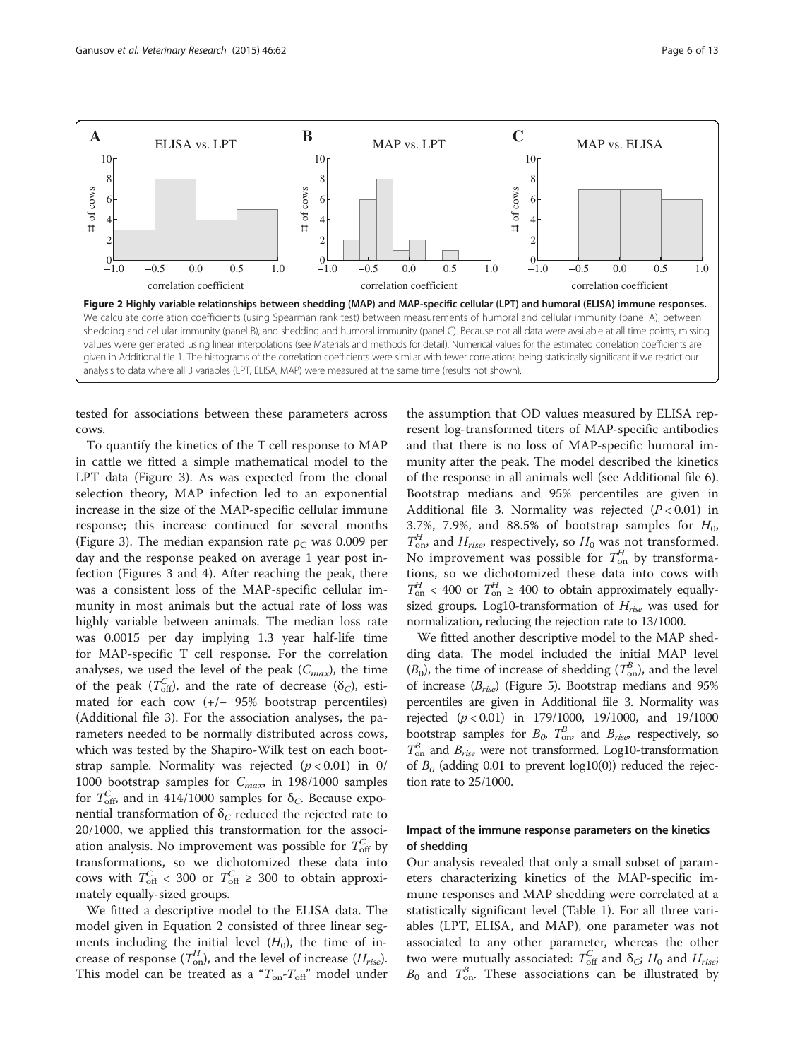**Figure 2 Highly variable relationships between shedding (MAP) and MAP-specific cellular (LPT) and humoral (ELISA) immune responses.** We calculate correlation coefficients (using Spearman rank test) between measurements of humoral and cellular immunity (panel A), between shedding and cellular immunity (panel B), and shedding and humoral immunity (panel C). Because not all data were available at all time points, missing values were generated using linear interpolations (see Materials and methods for detail). Numerical values for the estimated correlation coefficients are given in Additional file 1. The histograms of the correlation coefficients were similar with fewer correlations being statistically significant if we restrict our analysis to data where all 3 variables (LPT, ELISA, MAP) were measured at the same time (results not shown).

tested for associations between these parameters across cows.

To quantify the kinetics of the T cell response to MAP in cattle we fitted a simple mathematical model to the LPT data (Figure 3). As was expected from the clonal selection theory, MAP infection led to an exponential increase in the size of the MAP-specific cellular immune response; this increase continued for several months (Figure 3). The median expansion rate $\rho_C$ was 0.009 per day and the response peaked on average 1 year post infection (Figures 3 and 4). After reaching the peak, there was a consistent loss of the MAP-specific cellular immunity in most animals but the actual rate of loss was highly variable between animals. The median loss rate was 0.0015 per day implying 1.3 year half-life time for MAP-specific T cell response. For the correlation analyses, we used the level of the peak ($C_{max}$), the time of the peak ($T^C_{\text{off}}$), and the rate of decrease ($\delta_C$), estimated for each cow (+/− 95% bootstrap percentiles) (Additional file 3). For the association analyses, the parameters needed to be normally distributed across cows, which was tested by the Shapiro-Wilk test on each bootstrap sample. Normality was rejected ($p < 0.01$) in 0/1000 bootstrap samples for $C_{max}$, in 198/1000 samples for $T^C_{\text{off}}$, and in 414/1000 samples for $\delta_C$. Because exponential transformation of $\delta_C$ reduced the rejected rate to 20/1000, we applied this transformation for the association analysis. No improvement was possible for $T^C_{\text{off}}$ by transformations, so we dichotomized these data into cows with $T^C_{\text{off}} < 300$ or $T^C_{\text{off}} \geq 300$ to obtain approximately equally-sized groups.

We fitted a descriptive model to the ELISA data. The model given in Equation 2 consisted of three linear segments including the initial level ($H_0$), the time of increase of response ($T^H_{\text{on}}$), and the level of increase ($H_{rise}$). This model can be treated as a "$T_{\text{on}}$-$T_{\text{off}}$" model under the assumption that OD values measured by ELISA represent log-transformed titers of MAP-specific antibodies and that there is no loss of MAP-specific humoral immunity after the peak. The model described the kinetics of the response in all animals well (see Additional file 6). Bootstrap medians and 95% percentiles are given in Additional file 3. Normality was rejected ($P < 0.01$) in 3.7%, 7.9%, and 88.5% of bootstrap samples for $H_0$, $T^H_{\text{on}}$, and $H_{rise}$, respectively, so $H_0$ was not transformed. No improvement was possible for $T^H_{\text{on}}$ by transformations, so we dichotomized these data into cows with $T^H_{\text{on}} < 400$ or $T^H_{\text{on}} \geq 400$ to obtain approximately equally-sized groups. Log10-transformation of $H_{rise}$ was used for normalization, reducing the rejection rate to 13/1000.

We fitted another descriptive model to the MAP shedding data. The model included the initial MAP level ($B_0$), the time of increase of shedding ($T^B_{\text{on}}$), and the level of increase ($B_{rise}$) (Figure 5). Bootstrap medians and 95% percentiles are given in Additional file 3. Normality was rejected ($p < 0.01$) in 179/1000, 19/1000, and 19/1000 bootstrap samples for $B_0$, $T^B_{\text{on}}$, and $B_{rise}$, respectively, so $T^B_{\text{on}}$ and $B_{rise}$ were not transformed. Log10-transformation of $B_0$ (adding 0.01 to prevent log10(0)) reduced the rejection rate to 25/1000.

### Impact of the immune response parameters on the kinetics of shedding

Our analysis revealed that only a small subset of parameters characterizing kinetics of the MAP-specific immune responses and MAP shedding were correlated at a statistically significant level (Table 1). For all three variables (LPT, ELISA, and MAP), one parameter was not associated to any other parameter, whereas the other two were mutually associated: $T^C_{\text{off}}$ and $\delta_C$; $H_0$ and $H_{rise}$; $B_0$ and $T^B_{\text{on}}$. These associations can be illustrated by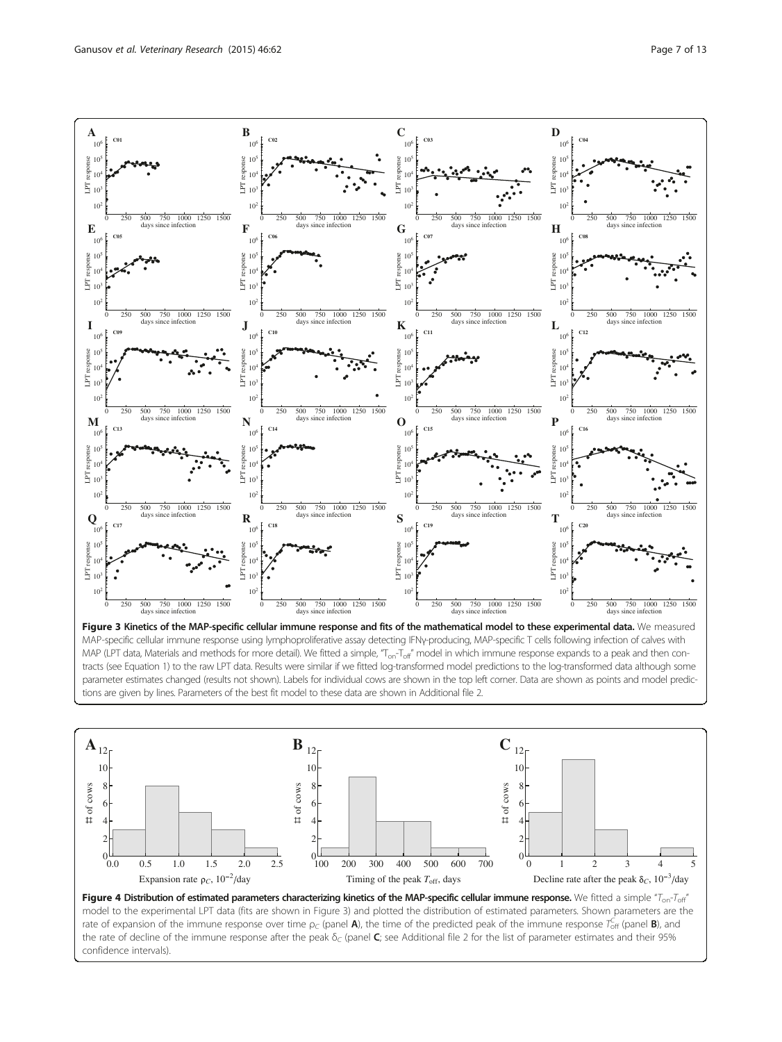**Figure 3 Kinetics of the MAP-specific cellular immune response and fits of the mathematical model to these experimental data.** We measured MAP-specific cellular immune response using lymphoproliferative assay detecting IFNγ-producing, MAP-specific T cells following infection of calves with MAP (LPT data, Materials and methods for more detail). We fitted a simple, "$T_{on}$-$T_{off}$" model in which immune response expands to a peak and then contracts (see Equation 1) to the raw LPT data. Results were similar if we fitted log-transformed model predictions to the log-transformed data although some parameter estimates changed (results not shown). Labels for individual cows are shown in the top left corner. Data are shown as points and model predictions are given by lines. Parameters of the best fit model to these data are shown in Additional file 2.

**Figure 4 Distribution of estimated parameters characterizing kinetics of the MAP-specific cellular immune response.** We fitted a simple "$T_{on}$-$T_{off}$" model to the experimental LPT data (fits are shown in Figure 3) and plotted the distribution of estimated parameters. Shown parameters are the rate of expansion of the immune response over time $\rho_C$ (panel **A**), the time of the predicted peak of the immune response $T^C_{off}$ (panel **B**), and the rate of decline of the immune response after the peak $\delta_C$ (panel **C**; see Additional file 2 for the list of parameter estimates and their 95% confidence intervals).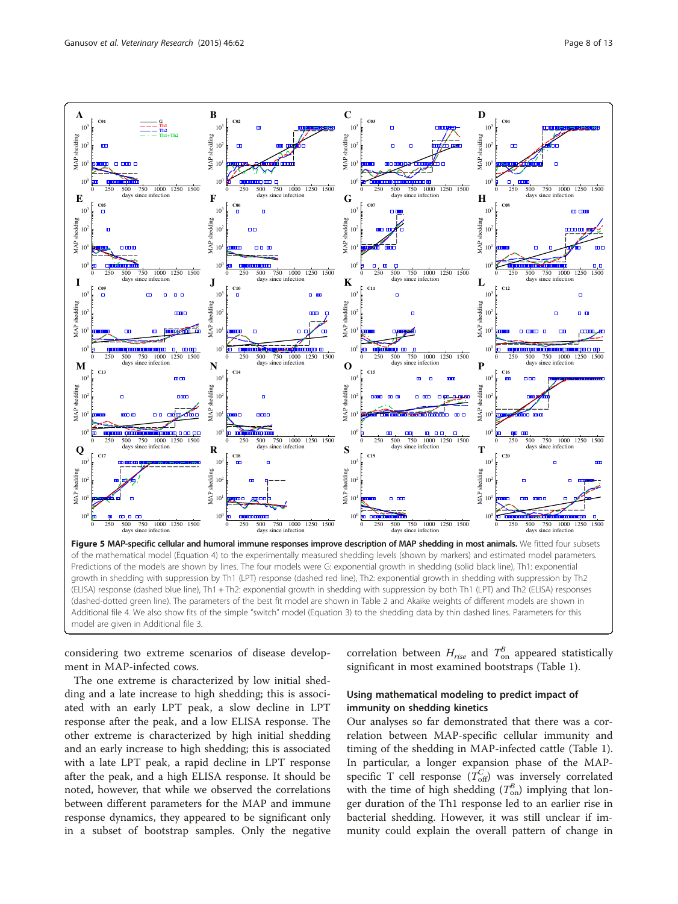**Figure 5 MAP-specific cellular and humoral immune responses improve description of MAP shedding in most animals.** We fitted four subsets of the mathematical model (Equation 4) to the experimentally measured shedding levels (shown by markers) and estimated model parameters. Predictions of the models are shown by lines. The four models were G: exponential growth in shedding (solid black line), Th1: exponential growth in shedding with suppression by Th1 (LPT) response (dashed red line), Th2: exponential growth in shedding with suppression by Th2 (ELISA) response (dashed blue line), Th1 + Th2: exponential growth in shedding with suppression by both Th1 (LPT) and Th2 (ELISA) responses (dashed-dotted green line). The parameters of the best fit model are shown in Table 2 and Akaike weights of different models are shown in Additional file 4. We also show fits of the simple "switch" model (Equation 3) to the shedding data by thin dashed lines. Parameters for this model are given in Additional file 3.

considering two extreme scenarios of disease development in MAP-infected cows.

The one extreme is characterized by low initial shedding and a late increase to high shedding; this is associated with an early LPT peak, a slow decline in LPT response after the peak, and a low ELISA response. The other extreme is characterized by high initial shedding and an early increase to high shedding; this is associated with a late LPT peak, a rapid decline in LPT response after the peak, and a high ELISA response. It should be noted, however, that while we observed the correlations between different parameters for the MAP and immune response dynamics, they appeared to be significant only in a subset of bootstrap samples. Only the negative correlation between $H_{rise}$ and $T^B_{\text{on}}$ appeared statistically significant in most examined bootstraps (Table 1).

### Using mathematical modeling to predict impact of immunity on shedding kinetics

Our analyses so far demonstrated that there was a correlation between MAP-specific cellular immunity and timing of the shedding in MAP-infected cattle (Table 1). In particular, a longer expansion phase of the MAP-specific T cell response ($T^C_{\text{off}}$) was inversely correlated with the time of high shedding ($T^B_{\text{on}}$) implying that longer duration of the Th1 response led to an earlier rise in bacterial shedding. However, it was still unclear if immunity could explain the overall pattern of change in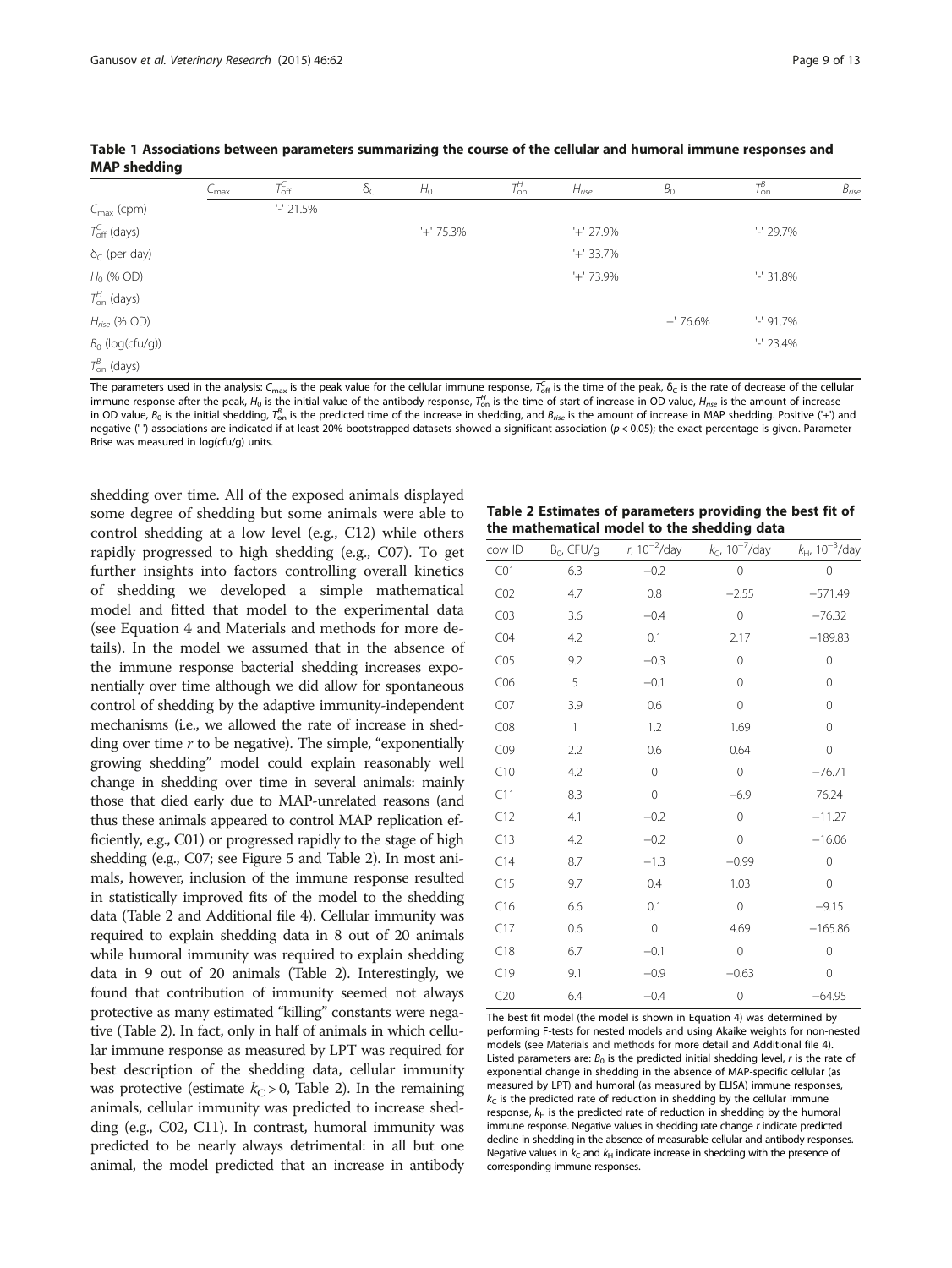**Table 1 Associations between parameters summarizing the course of the cellular and humoral immune responses and MAP shedding**

| | $C_{max}$ | $T^C_{off}$ | $\delta_C$ | $H_0$ | $T^H_{on}$ | $H_{rise}$ | $B_0$ | $T^B_{on}$ | $B_{rise}$ |
|---|---|---|---|---|---|---|---|---|---|
| $C_{max}$ (cpm) | | '-' 21.5% | | | | | | | |
| $T^C_{off}$ (days) | | | | '+' 75.3% | | '+' 27.9% | | '-' 29.7% | |
| $\delta_C$ (per day) | | | | | | '+' 33.7% | | | |
| $H_0$ (% OD) | | | | | | '+' 73.9% | | '-' 31.8% | |
| $T^H_{on}$ (days) | | | | | | | | | |
| $H_{rise}$ (% OD) | | | | | | | '+' 76.6% | '-' 91.7% | |
| $B_0$ (log(cfu/g)) | | | | | | | | '-' 23.4% | |
| $T^B_{on}$ (days) | | | | | | | | | |

The parameters used in the analysis: $C_{max}$ is the peak value for the cellular immune response, $T^C_{off}$ is the time of the peak, $\delta_C$ is the rate of decrease of the cellular immune response after the peak, $H_0$ is the initial value of the antibody response, $T^H_{on}$ is the time of start of increase in OD value, $H_{rise}$ is the amount of increase in OD value, $B_0$ is the initial shedding, $T^B_{on}$ is the predicted time of the increase in shedding, and $B_{rise}$ is the amount of increase in MAP shedding. Positive ('+') and negative ('-') associations are indicated if at least 20% bootstrapped datasets showed a significant association ($p < 0.05$); the exact percentage is given. Parameter Brise was measured in log(cfu/g) units.

shedding over time. All of the exposed animals displayed some degree of shedding but some animals were able to control shedding at a low level (e.g., C12) while others rapidly progressed to high shedding (e.g., C07). To get further insights into factors controlling overall kinetics of shedding we developed a simple mathematical model and fitted that model to the experimental data (see Equation 4 and Materials and methods for more details). In the model we assumed that in the absence of the immune response bacterial shedding increases exponentially over time although we did allow for spontaneous control of shedding by the adaptive immunity-independent mechanisms (i.e., we allowed the rate of increase in shedding over time $r$ to be negative). The simple, "exponentially growing shedding" model could explain reasonably well change in shedding over time in several animals: mainly those that died early due to MAP-unrelated reasons (and thus these animals appeared to control MAP replication efficiently, e.g., C01) or progressed rapidly to the stage of high shedding (e.g., C07; see Figure 5 and Table 2). In most animals, however, inclusion of the immune response resulted in statistically improved fits of the model to the shedding data (Table 2 and Additional file 4). Cellular immunity was required to explain shedding data in 8 out of 20 animals while humoral immunity was required to explain shedding data in 9 out of 20 animals (Table 2). Interestingly, we found that contribution of immunity seemed not always protective as many estimated "killing" constants were negative (Table 2). In fact, only in half of animals in which cellular immune response as measured by LPT was required for best description of the shedding data, cellular immunity was protective (estimate $k_C > 0$, Table 2). In the remaining animals, cellular immunity was predicted to increase shedding (e.g., C02, C11). In contrast, humoral immunity was predicted to be nearly always detrimental: in all but one animal, the model predicted that an increase in antibody

**Table 2 Estimates of parameters providing the best fit of the mathematical model to the shedding data**

| cow ID | $B_0$, CFU/g | $r$, $10^{-2}$/day | $k_C$, $10^{-7}$/day | $k_H$, $10^{-3}$/day |
|---|---|---|---|---|
| C01 | 6.3 | −0.2 | 0 | 0 |
| C02 | 4.7 | 0.8 | −2.55 | −571.49 |
| C03 | 3.6 | −0.4 | 0 | −76.32 |
| C04 | 4.2 | 0.1 | 2.17 | −189.83 |
| C05 | 9.2 | −0.3 | 0 | 0 |
| C06 | 5 | −0.1 | 0 | 0 |
| C07 | 3.9 | 0.6 | 0 | 0 |
| C08 | 1 | 1.2 | 1.69 | 0 |
| C09 | 2.2 | 0.6 | 0.64 | 0 |
| C10 | 4.2 | 0 | 0 | −76.71 |
| C11 | 8.3 | 0 | −6.9 | 76.24 |
| C12 | 4.1 | −0.2 | 0 | −11.27 |
| C13 | 4.2 | −0.2 | 0 | −16.06 |
| C14 | 8.7 | −1.3 | −0.99 | 0 |
| C15 | 9.7 | 0.4 | 1.03 | 0 |
| C16 | 6.6 | 0.1 | 0 | −9.15 |
| C17 | 0.6 | 0 | 4.69 | −165.86 |
| C18 | 6.7 | −0.1 | 0 | 0 |
| C19 | 9.1 | −0.9 | −0.63 | 0 |
| C20 | 6.4 | −0.4 | 0 | −64.95 |

The best fit model (the model is shown in Equation 4) was determined by performing F-tests for nested models and using Akaike weights for non-nested models (see Materials and methods for more detail and Additional file 4). Listed parameters are: $B_0$ is the predicted initial shedding level, $r$ is the rate of exponential change in shedding in the absence of MAP-specific cellular (as measured by LPT) and humoral (as measured by ELISA) immune responses, $k_C$ is the predicted rate of reduction in shedding by the cellular immune response, $k_H$ is the predicted rate of reduction in shedding by the humoral immune response. Negative values in shedding rate change $r$ indicate predicted decline in shedding in the absence of measurable cellular and antibody responses. Negative values in $k_C$ and $k_H$ indicate increase in shedding with the presence of corresponding immune responses.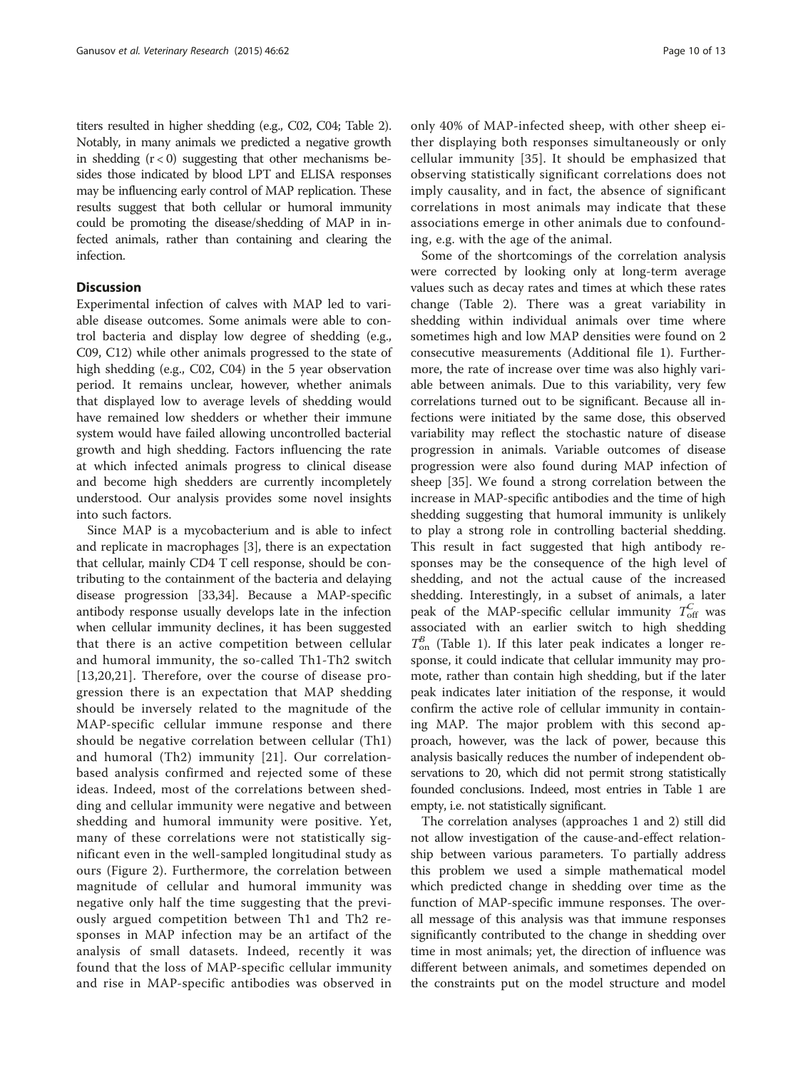titers resulted in higher shedding (e.g., C02, C04; Table 2). Notably, in many animals we predicted a negative growth in shedding ($r < 0$) suggesting that other mechanisms besides those indicated by blood LPT and ELISA responses may be influencing early control of MAP replication. These results suggest that both cellular or humoral immunity could be promoting the disease/shedding of MAP in infected animals, rather than containing and clearing the infection.

## Discussion

Experimental infection of calves with MAP led to variable disease outcomes. Some animals were able to control bacteria and display low degree of shedding (e.g., C09, C12) while other animals progressed to the state of high shedding (e.g., C02, C04) in the 5 year observation period. It remains unclear, however, whether animals that displayed low to average levels of shedding would have remained low shedders or whether their immune system would have failed allowing uncontrolled bacterial growth and high shedding. Factors influencing the rate at which infected animals progress to clinical disease and become high shedders are currently incompletely understood. Our analysis provides some novel insights into such factors.

Since MAP is a mycobacterium and is able to infect and replicate in macrophages [3], there is an expectation that cellular, mainly CD4 T cell response, should be contributing to the containment of the bacteria and delaying disease progression [33,34]. Because a MAP-specific antibody response usually develops late in the infection when cellular immunity declines, it has been suggested that there is an active competition between cellular and humoral immunity, the so-called Th1-Th2 switch [13,20,21]. Therefore, over the course of disease progression there is an expectation that MAP shedding should be inversely related to the magnitude of the MAP-specific cellular immune response and there should be negative correlation between cellular (Th1) and humoral (Th2) immunity [21]. Our correlation-based analysis confirmed and rejected some of these ideas. Indeed, most of the correlations between shedding and cellular immunity were negative and between shedding and humoral immunity were positive. Yet, many of these correlations were not statistically significant even in the well-sampled longitudinal study as ours (Figure 2). Furthermore, the correlation between magnitude of cellular and humoral immunity was negative only half the time suggesting that the previously argued competition between Th1 and Th2 responses in MAP infection may be an artifact of the analysis of small datasets. Indeed, recently it was found that the loss of MAP-specific cellular immunity and rise in MAP-specific antibodies was observed in only 40% of MAP-infected sheep, with other sheep either displaying both responses simultaneously or only cellular immunity [35]. It should be emphasized that observing statistically significant correlations does not imply causality, and in fact, the absence of significant correlations in most animals may indicate that these associations emerge in other animals due to confounding, e.g. with the age of the animal.

Some of the shortcomings of the correlation analysis were corrected by looking only at long-term average values such as decay rates and times at which these rates change (Table 2). There was a great variability in shedding within individual animals over time where sometimes high and low MAP densities were found on 2 consecutive measurements (Additional file 1). Furthermore, the rate of increase over time was also highly variable between animals. Due to this variability, very few correlations turned out to be significant. Because all infections were initiated by the same dose, this observed variability may reflect the stochastic nature of disease progression in animals. Variable outcomes of disease progression were also found during MAP infection of sheep [35]. We found a strong correlation between the increase in MAP-specific antibodies and the time of high shedding suggesting that humoral immunity is unlikely to play a strong role in controlling bacterial shedding. This result in fact suggested that high antibody responses may be the consequence of the high level of shedding, and not the actual cause of the increased shedding. Interestingly, in a subset of animals, a later peak of the MAP-specific cellular immunity $T^{C}_{\rm off}$ was associated with an earlier switch to high shedding $T^{B}_{\rm on}$ (Table 1). If this later peak indicates a longer response, it could indicate that cellular immunity may promote, rather than contain high shedding, but if the later peak indicates later initiation of the response, it would confirm the active role of cellular immunity in containing MAP. The major problem with this second approach, however, was the lack of power, because this analysis basically reduces the number of independent observations to 20, which did not permit strong statistically founded conclusions. Indeed, most entries in Table 1 are empty, i.e. not statistically significant.

The correlation analyses (approaches 1 and 2) still did not allow investigation of the cause-and-effect relationship between various parameters. To partially address this problem we used a simple mathematical model which predicted change in shedding over time as the function of MAP-specific immune responses. The overall message of this analysis was that immune responses significantly contributed to the change in shedding over time in most animals; yet, the direction of influence was different between animals, and sometimes depended on the constraints put on the model structure and model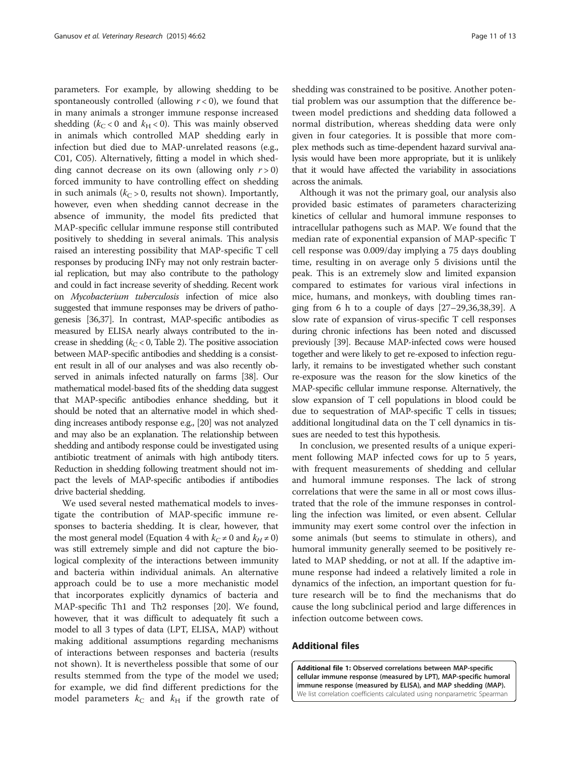parameters. For example, by allowing shedding to be spontaneously controlled (allowing $r < 0$), we found that in many animals a stronger immune response increased shedding ($k_C < 0$ and $k_H < 0$). This was mainly observed in animals which controlled MAP shedding early in infection but died due to MAP-unrelated reasons (e.g., C01, C05). Alternatively, fitting a model in which shedding cannot decrease on its own (allowing only $r > 0$) forced immunity to have controlling effect on shedding in such animals ($k_C > 0$, results not shown). Importantly, however, even when shedding cannot decrease in the absence of immunity, the model fits predicted that MAP-specific cellular immune response still contributed positively to shedding in several animals. This analysis raised an interesting possibility that MAP-specific T cell responses by producing INFγ may not only restrain bacterial replication, but may also contribute to the pathology and could in fact increase severity of shedding. Recent work on *Mycobacterium tuberculosis* infection of mice also suggested that immune responses may be drivers of pathogenesis [36,37]. In contrast, MAP-specific antibodies as measured by ELISA nearly always contributed to the increase in shedding ($k_C < 0$, Table 2). The positive association between MAP-specific antibodies and shedding is a consistent result in all of our analyses and was also recently observed in animals infected naturally on farms [38]. Our mathematical model-based fits of the shedding data suggest that MAP-specific antibodies enhance shedding, but it should be noted that an alternative model in which shedding increases antibody response e.g., [20] was not analyzed and may also be an explanation. The relationship between shedding and antibody response could be investigated using antibiotic treatment of animals with high antibody titers. Reduction in shedding following treatment should not impact the levels of MAP-specific antibodies if antibodies drive bacterial shedding.

We used several nested mathematical models to investigate the contribution of MAP-specific immune responses to bacteria shedding. It is clear, however, that the most general model (Equation 4 with $k_C \neq 0$ and $k_H \neq 0$) was still extremely simple and did not capture the biological complexity of the interactions between immunity and bacteria within individual animals. An alternative approach could be to use a more mechanistic model that incorporates explicitly dynamics of bacteria and MAP-specific Th1 and Th2 responses [20]. We found, however, that it was difficult to adequately fit such a model to all 3 types of data (LPT, ELISA, MAP) without making additional assumptions regarding mechanisms of interactions between responses and bacteria (results not shown). It is nevertheless possible that some of our results stemmed from the type of the model we used; for example, we did find different predictions for the model parameters $k_C$ and $k_H$ if the growth rate of shedding was constrained to be positive. Another potential problem was our assumption that the difference between model predictions and shedding data followed a normal distribution, whereas shedding data were only given in four categories. It is possible that more complex methods such as time-dependent hazard survival analysis would have been more appropriate, but it is unlikely that it would have affected the variability in associations across the animals.

Although it was not the primary goal, our analysis also provided basic estimates of parameters characterizing kinetics of cellular and humoral immune responses to intracellular pathogens such as MAP. We found that the median rate of exponential expansion of MAP-specific T cell response was 0.009/day implying a 75 days doubling time, resulting in on average only 5 divisions until the peak. This is an extremely slow and limited expansion compared to estimates for various viral infections in mice, humans, and monkeys, with doubling times ranging from 6 h to a couple of days [27–29,36,38,39]. A slow rate of expansion of virus-specific T cell responses during chronic infections has been noted and discussed previously [39]. Because MAP-infected cows were housed together and were likely to get re-exposed to infection regularly, it remains to be investigated whether such constant re-exposure was the reason for the slow kinetics of the MAP-specific cellular immune response. Alternatively, the slow expansion of T cell populations in blood could be due to sequestration of MAP-specific T cells in tissues; additional longitudinal data on the T cell dynamics in tissues are needed to test this hypothesis.

In conclusion, we presented results of a unique experiment following MAP infected cows for up to 5 years, with frequent measurements of shedding and cellular and humoral immune responses. The lack of strong correlations that were the same in all or most cows illustrated that the role of the immune responses in controlling the infection was limited, or even absent. Cellular immunity may exert some control over the infection in some animals (but seems to stimulate in others), and humoral immunity generally seemed to be positively related to MAP shedding, or not at all. If the adaptive immune response had indeed a relatively limited a role in dynamics of the infection, an important question for future research will be to find the mechanisms that do cause the long subclinical period and large differences in infection outcome between cows.

## Additional files

**Additional file 1: Observed correlations between MAP-specific cellular immune response (measured by LPT), MAP-specific humoral immune response (measured by ELISA), and MAP shedding (MAP).** We list correlation coefficients calculated using nonparametric Spearman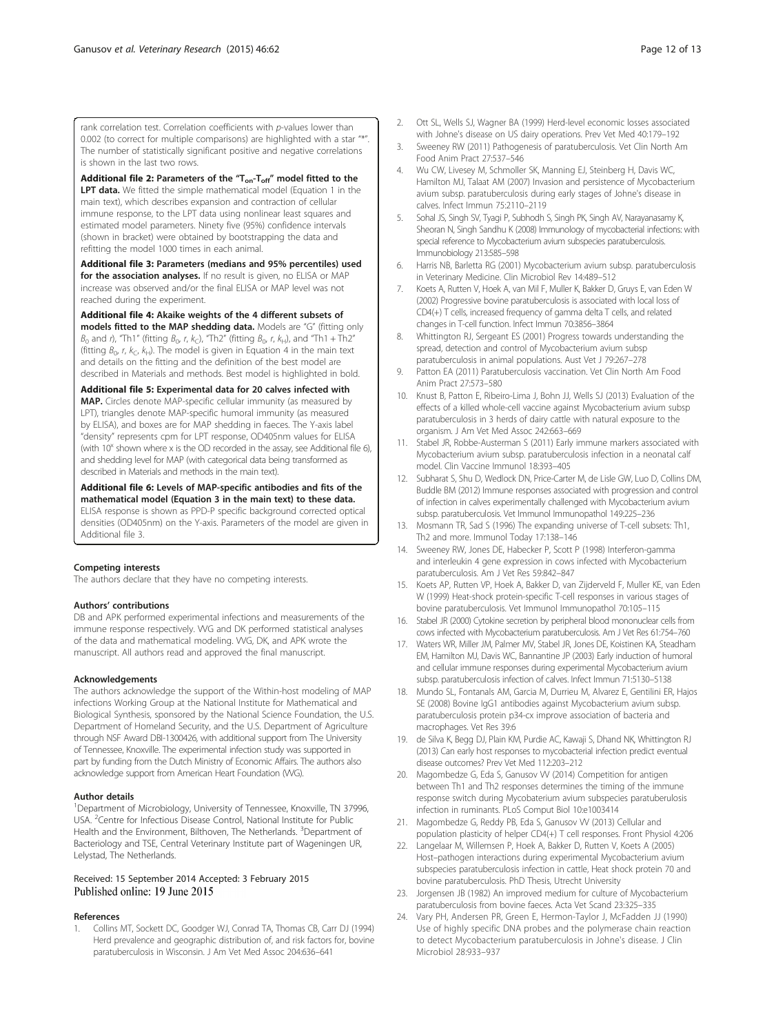rank correlation test. Correlation coefficients with $p$-values lower than 0.002 (to correct for multiple comparisons) are highlighted with a star "*". The number of statistically significant positive and negative correlations is shown in the last two rows.

**Additional file 2: Parameters of the "$T_{on}$-$T_{off}$" model fitted to the LPT data.** We fitted the simple mathematical model (Equation 1 in the main text), which describes expansion and contraction of cellular immune response, to the LPT data using nonlinear least squares and estimated model parameters. Ninety five (95%) confidence intervals (shown in bracket) were obtained by bootstrapping the data and refitting the model 1000 times in each animal.

**Additional file 3: Parameters (medians and 95% percentiles) used for the association analyses.** If no result is given, no ELISA or MAP increase was observed and/or the final ELISA or MAP level was not reached during the experiment.

**Additional file 4: Akaike weights of the 4 different subsets of models fitted to the MAP shedding data.** Models are "G" (fitting only $B_0$ and $r$), "Th1" (fitting $B_0$, $r$, $k_C$), "Th2" (fitting $B_0$, $r$, $k_H$), and "Th1 + Th2" (fitting $B_0$, $r$, $k_C$, $k_H$). The model is given in Equation 4 in the main text and details on the fitting and the definition of the best model are described in Materials and methods. Best model is highlighted in bold.

**Additional file 5: Experimental data for 20 calves infected with MAP.** Circles denote MAP-specific cellular immunity (as measured by LPT), triangles denote MAP-specific humoral immunity (as measured by ELISA), and boxes are for MAP shedding in faeces. The Y-axis label "density" represents cpm for LPT response, OD405nm values for ELISA (with $10^x$ shown where x is the OD recorded in the assay, see Additional file 6), and shedding level for MAP (with categorical data being transformed as described in Materials and methods in the main text).

**Additional file 6: Levels of MAP-specific antibodies and fits of the mathematical model (Equation 3 in the main text) to these data.** ELISA response is shown as PPD-P specific background corrected optical densities (OD405nm) on the Y-axis. Parameters of the model are given in Additional file 3.

#### Competing interests

The authors declare that they have no competing interests.

#### Authors' contributions

DB and APK performed experimental infections and measurements of the immune response respectively. VVG and DK performed statistical analyses of the data and mathematical modeling. VVG, DK, and APK wrote the manuscript. All authors read and approved the final manuscript.

#### Acknowledgements

The authors acknowledge the support of the Within-host modeling of MAP infections Working Group at the National Institute for Mathematical and Biological Synthesis, sponsored by the National Science Foundation, the U.S. Department of Homeland Security, and the U.S. Department of Agriculture through NSF Award DBI-1300426, with additional support from The University of Tennessee, Knoxville. The experimental infection study was supported in part by funding from the Dutch Ministry of Economic Affairs. The authors also acknowledge support from American Heart Foundation (VVG).

#### Author details

[1]Department of Microbiology, University of Tennessee, Knoxville, TN 37996, USA. [2]Centre for Infectious Disease Control, National Institute for Public Health and the Environment, Bilthoven, The Netherlands. [3]Department of Bacteriology and TSE, Central Veterinary Institute part of Wageningen UR, Lelystad, The Netherlands.

Received: 15 September 2014 Accepted: 3 February 2015
Published online: 19 June 2015

#### References

1. Collins MT, Sockett DC, Goodger WJ, Conrad TA, Thomas CB, Carr DJ (1994) Herd prevalence and geographic distribution of, and risk factors for, bovine paratuberculosis in Wisconsin. J Am Vet Med Assoc 204:636–641
2. Ott SL, Wells SJ, Wagner BA (1999) Herd-level economic losses associated with Johne's disease on US dairy operations. Prev Vet Med 40:179–192
3. Sweeney RW (2011) Pathogenesis of paratuberculosis. Vet Clin North Am Food Anim Pract 27:537–546
4. Wu CW, Livesey M, Schmoller SK, Manning EJ, Steinberg H, Davis WC, Hamilton MJ, Talaat AM (2007) Invasion and persistence of Mycobacterium avium subsp. paratuberculosis during early stages of Johne's disease in calves. Infect Immun 75:2110–2119
5. Sohal JS, Singh SV, Tyagi P, Subhodh S, Singh PK, Singh AV, Narayanasamy K, Sheoran N, Singh Sandhu K (2008) Immunology of mycobacterial infections: with special reference to Mycobacterium avium subspecies paratuberculosis. Immunobiology 213:585–598
6. Harris NB, Barletta RG (2001) Mycobacterium avium subsp. paratuberculosis in Veterinary Medicine. Clin Microbiol Rev 14:489–512
7. Koets A, Rutten V, Hoek A, van Mil F, Muller K, Bakker D, Gruys E, van Eden W (2002) Progressive bovine paratuberculosis is associated with local loss of CD4(+) T cells, increased frequency of gamma delta T cells, and related changes in T-cell function. Infect Immun 70:3856–3864
8. Whittington RJ, Sergeant ES (2001) Progress towards understanding the spread, detection and control of Mycobacterium avium subsp paratuberculosis in animal populations. Aust Vet J 79:267–278
9. Patton EA (2011) Paratuberculosis vaccination. Vet Clin North Am Food Anim Pract 27:573–580
10. Knust B, Patton E, Ribeiro-Lima J, Bohn JJ, Wells SJ (2013) Evaluation of the effects of a killed whole-cell vaccine against Mycobacterium avium subsp paratuberculosis in 3 herds of dairy cattle with natural exposure to the organism. J Am Vet Med Assoc 242:663–669
11. Stabel JR, Robbe-Austerman S (2011) Early immune markers associated with Mycobacterium avium subsp. paratuberculosis infection in a neonatal calf model. Clin Vaccine Immunol 18:393–405
12. Subharat S, Shu D, Wedlock DN, Price-Carter M, de Lisle GW, Luo D, Collins DM, Buddle BM (2012) Immune responses associated with progression and control of infection in calves experimentally challenged with Mycobacterium avium subsp. paratuberculosis. Vet Immunol Immunopathol 149:225–236
13. Mosmann TR, Sad S (1996) The expanding universe of T-cell subsets: Th1, Th2 and more. Immunol Today 17:138–146
14. Sweeney RW, Jones DE, Habecker P, Scott P (1998) Interferon-gamma and interleukin 4 gene expression in cows infected with Mycobacterium paratuberculosis. Am J Vet Res 59:842–847
15. Koets AP, Rutten VP, Hoek A, Bakker D, van Zijderveld F, Muller KE, van Eden W (1999) Heat-shock protein-specific T-cell responses in various stages of bovine paratuberculosis. Vet Immunol Immunopathol 70:105–115
16. Stabel JR (2000) Cytokine secretion by peripheral blood mononuclear cells from cows infected with Mycobacterium paratuberculosis. Am J Vet Res 61:754–760
17. Waters WR, Miller JM, Palmer MV, Stabel JR, Jones DE, Koistinen KA, Steadham EM, Hamilton MJ, Davis WC, Bannantine JP (2003) Early induction of humoral and cellular immune responses during experimental Mycobacterium avium subsp. paratuberculosis infection of calves. Infect Immun 71:5130–5138
18. Mundo SL, Fontanals AM, Garcia M, Durrieu M, Alvarez E, Gentilini ER, Hajos SE (2008) Bovine IgG1 antibodies against Mycobacterium avium subsp. paratuberculosis protein p34-cx improve association of bacteria and macrophages. Vet Res 39:6
19. de Silva K, Begg DJ, Plain KM, Purdie AC, Kawaji S, Dhand NK, Whittington RJ (2013) Can early host responses to mycobacterial infection predict eventual disease outcomes? Prev Vet Med 112:203–212
20. Magombedze G, Eda S, Ganusov VV (2014) Competition for antigen between Th1 and Th2 responses determines the timing of the immune response switch during Mycobaterium avium subspecies paratuberulosis infection in ruminants. PLoS Comput Biol 10:e1003414
21. Magombedze G, Reddy PB, Eda S, Ganusov VV (2013) Cellular and population plasticity of helper CD4(+) T cell responses. Front Physiol 4:206
22. Langelaar M, Willemsen P, Hoek A, Bakker D, Rutten V, Koets A (2005) Host–pathogen interactions during experimental Mycobacterium avium subspecies paratuberculosis infection in cattle, Heat shock protein 70 and bovine paratuberculosis. PhD Thesis, Utrecht University
23. Jorgensen JB (1982) An improved medium for culture of Mycobacterium paratuberculosis from bovine faeces. Acta Vet Scand 23:325–335
24. Vary PH, Andersen PR, Green E, Hermon-Taylor J, McFadden JJ (1990) Use of highly specific DNA probes and the polymerase chain reaction to detect Mycobacterium paratuberculosis in Johne's disease. J Clin Microbiol 28:933–937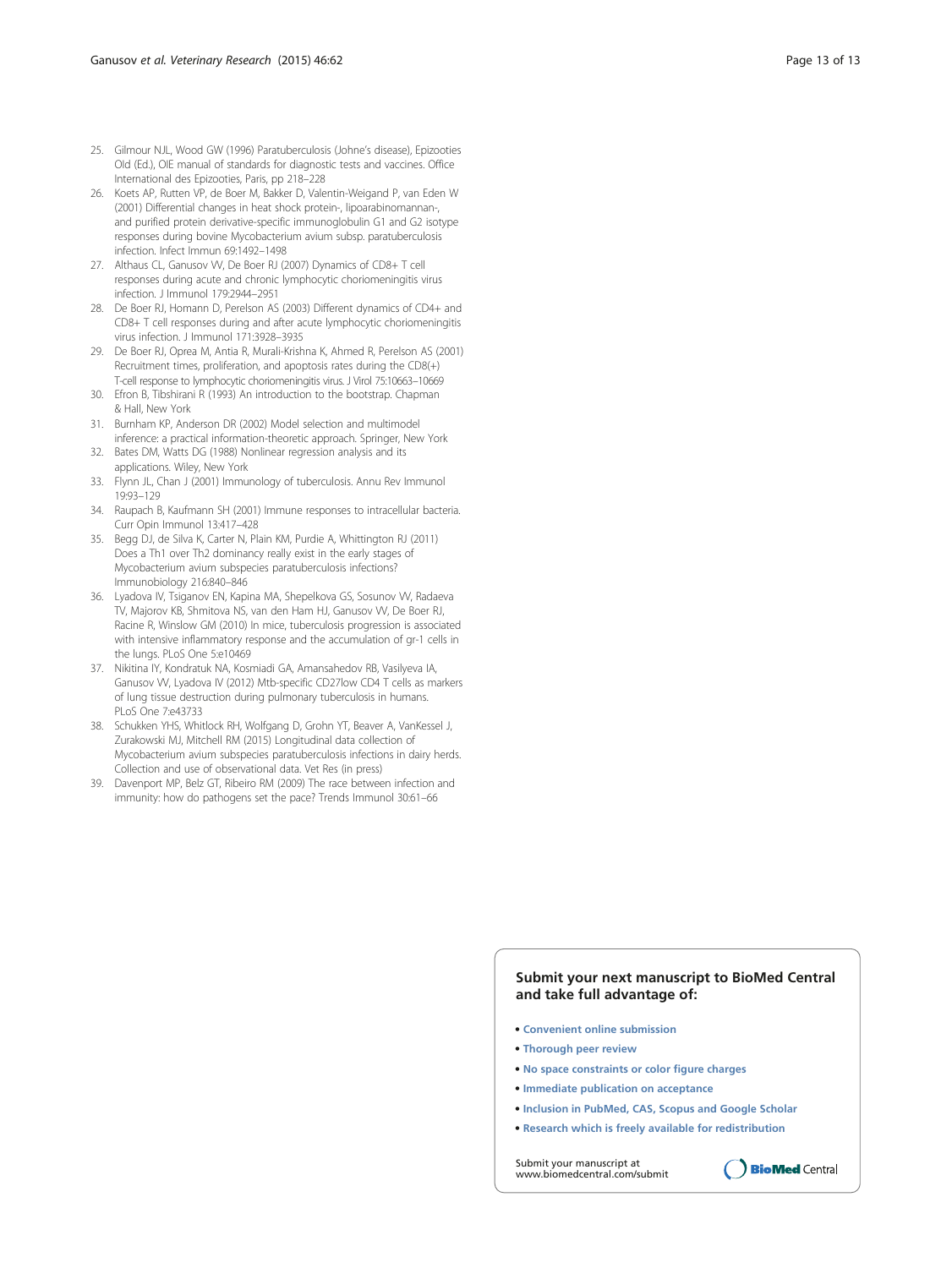25. Gilmour NJL, Wood GW (1996) Paratuberculosis (Johne's disease), Epizooties OId (Ed.), OIE manual of standards for diagnostic tests and vaccines. Office International des Epizooties, Paris, pp 218–228
26. Koets AP, Rutten VP, de Boer M, Bakker D, Valentin-Weigand P, van Eden W (2001) Differential changes in heat shock protein-, lipoarabinomannan-, and purified protein derivative-specific immunoglobulin G1 and G2 isotype responses during bovine Mycobacterium avium subsp. paratuberculosis infection. Infect Immun 69:1492–1498
27. Althaus CL, Ganusov VV, De Boer RJ (2007) Dynamics of CD8+ T cell responses during acute and chronic lymphocytic choriomeningitis virus infection. J Immunol 179:2944–2951
28. De Boer RJ, Homann D, Perelson AS (2003) Different dynamics of CD4+ and CD8+ T cell responses during and after acute lymphocytic choriomeningitis virus infection. J Immunol 171:3928–3935
29. De Boer RJ, Oprea M, Antia R, Murali-Krishna K, Ahmed R, Perelson AS (2001) Recruitment times, proliferation, and apoptosis rates during the CD8(+) T-cell response to lymphocytic choriomeningitis virus. J Virol 75:10663–10669
30. Efron B, Tibshirani R (1993) An introduction to the bootstrap. Chapman & Hall, New York
31. Burnham KP, Anderson DR (2002) Model selection and multimodel inference: a practical information-theoretic approach. Springer, New York
32. Bates DM, Watts DG (1988) Nonlinear regression analysis and its applications. Wiley, New York
33. Flynn JL, Chan J (2001) Immunology of tuberculosis. Annu Rev Immunol 19:93–129
34. Raupach B, Kaufmann SH (2001) Immune responses to intracellular bacteria. Curr Opin Immunol 13:417–428
35. Begg DJ, de Silva K, Carter N, Plain KM, Purdie A, Whittington RJ (2011) Does a Th1 over Th2 dominancy really exist in the early stages of Mycobacterium avium subspecies paratuberculosis infections? Immunobiology 216:840–846
36. Lyadova IV, Tsiganov EN, Kapina MA, Shepelkova GS, Sosunov VV, Radaeva TV, Majorov KB, Shmitova NS, van den Ham HJ, Ganusov VV, De Boer RJ, Racine R, Winslow GM (2010) In mice, tuberculosis progression is associated with intensive inflammatory response and the accumulation of gr-1 cells in the lungs. PLoS One 5:e10469
37. Nikitina IY, Kondratuk NA, Kosmiadi GA, Amansahedov RB, Vasilyeva IA, Ganusov VV, Lyadova IV (2012) Mtb-specific CD27low CD4 T cells as markers of lung tissue destruction during pulmonary tuberculosis in humans. PLoS One 7:e43733
38. Schukken YHS, Whitlock RH, Wolfgang D, Grohn YT, Beaver A, VanKessel J, Zurakowski MJ, Mitchell RM (2015) Longitudinal data collection of Mycobacterium avium subspecies paratuberculosis infections in dairy herds. Collection and use of observational data. Vet Res (in press)
39. Davenport MP, Belz GT, Ribeiro RM (2009) The race between infection and immunity: how do pathogens set the pace? Trends Immunol 30:61–66

**Submit your next manuscript to BioMed Central and take full advantage of:**

- Convenient online submission
- Thorough peer review
- No space constraints or color figure charges
- Immediate publication on acceptance
- Inclusion in PubMed, CAS, Scopus and Google Scholar
- Research which is freely available for redistribution

Submit your manuscript at
www.biomedcentral.com/submit

BioMed Central